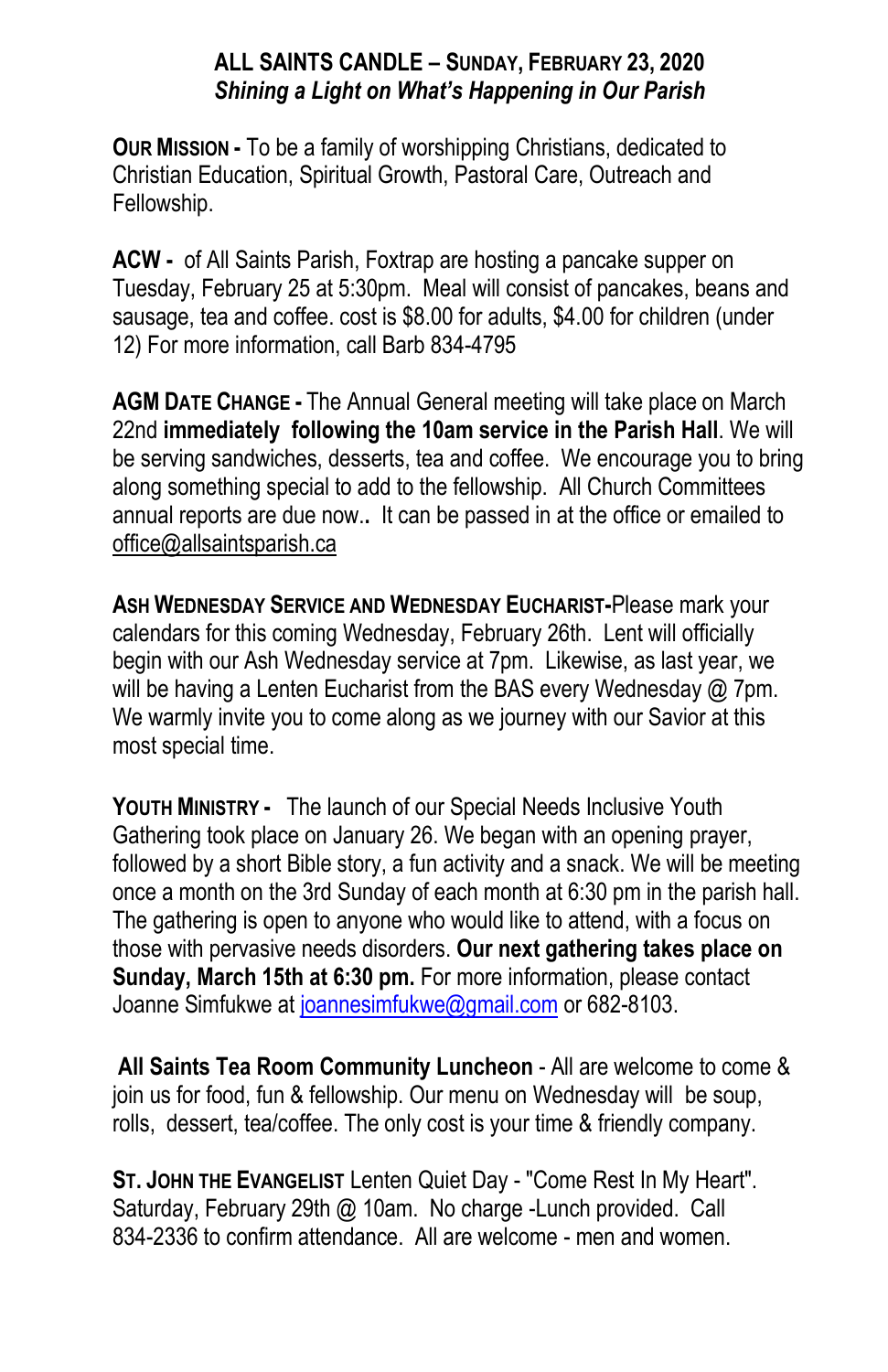**ALL SAINTS CANDLE – SUNDAY, FEBRUARY 23, 2020**
***Shining a Light on What's Happening in Our Parish***

**OUR MISSION -** To be a family of worshipping Christians, dedicated to Christian Education, Spiritual Growth, Pastoral Care, Outreach and Fellowship.

**ACW -** of All Saints Parish, Foxtrap are hosting a pancake supper on Tuesday, February 25 at 5:30pm. Meal will consist of pancakes, beans and sausage, tea and coffee. cost is $8.00 for adults, $4.00 for children (under 12) For more information, call Barb 834-4795

**AGM DATE CHANGE -** The Annual General meeting will take place on March 22nd **immediately following the 10am service in the Parish Hall**. We will be serving sandwiches, desserts, tea and coffee. We encourage you to bring along something special to add to the fellowship. All Church Committees annual reports are due now**.** It can be passed in at the office or emailed to office@allsaintsparish.ca

**ASH WEDNESDAY SERVICE AND WEDNESDAY EUCHARIST-**Please mark your calendars for this coming Wednesday, February 26th. Lent will officially begin with our Ash Wednesday service at 7pm. Likewise, as last year, we will be having a Lenten Eucharist from the BAS every Wednesday @ 7pm. We warmly invite you to come along as we journey with our Savior at this most special time.

**YOUTH MINISTRY -** The launch of our Special Needs Inclusive Youth Gathering took place on January 26. We began with an opening prayer, followed by a short Bible story, a fun activity and a snack. We will be meeting once a month on the 3rd Sunday of each month at 6:30 pm in the parish hall. The gathering is open to anyone who would like to attend, with a focus on those with pervasive needs disorders. **Our next gathering takes place on Sunday, March 15th at 6:30 pm.** For more information, please contact Joanne Simfukwe at joannesimfukwe@gmail.com or 682-8103.

**All Saints Tea Room Community Luncheon** - All are welcome to come & join us for food, fun & fellowship. Our menu on Wednesday will be soup, rolls, dessert, tea/coffee. The only cost is your time & friendly company.

**ST. JOHN THE EVANGELIST** Lenten Quiet Day - "Come Rest In My Heart". Saturday, February 29th @ 10am. No charge -Lunch provided. Call 834-2336 to confirm attendance. All are welcome - men and women.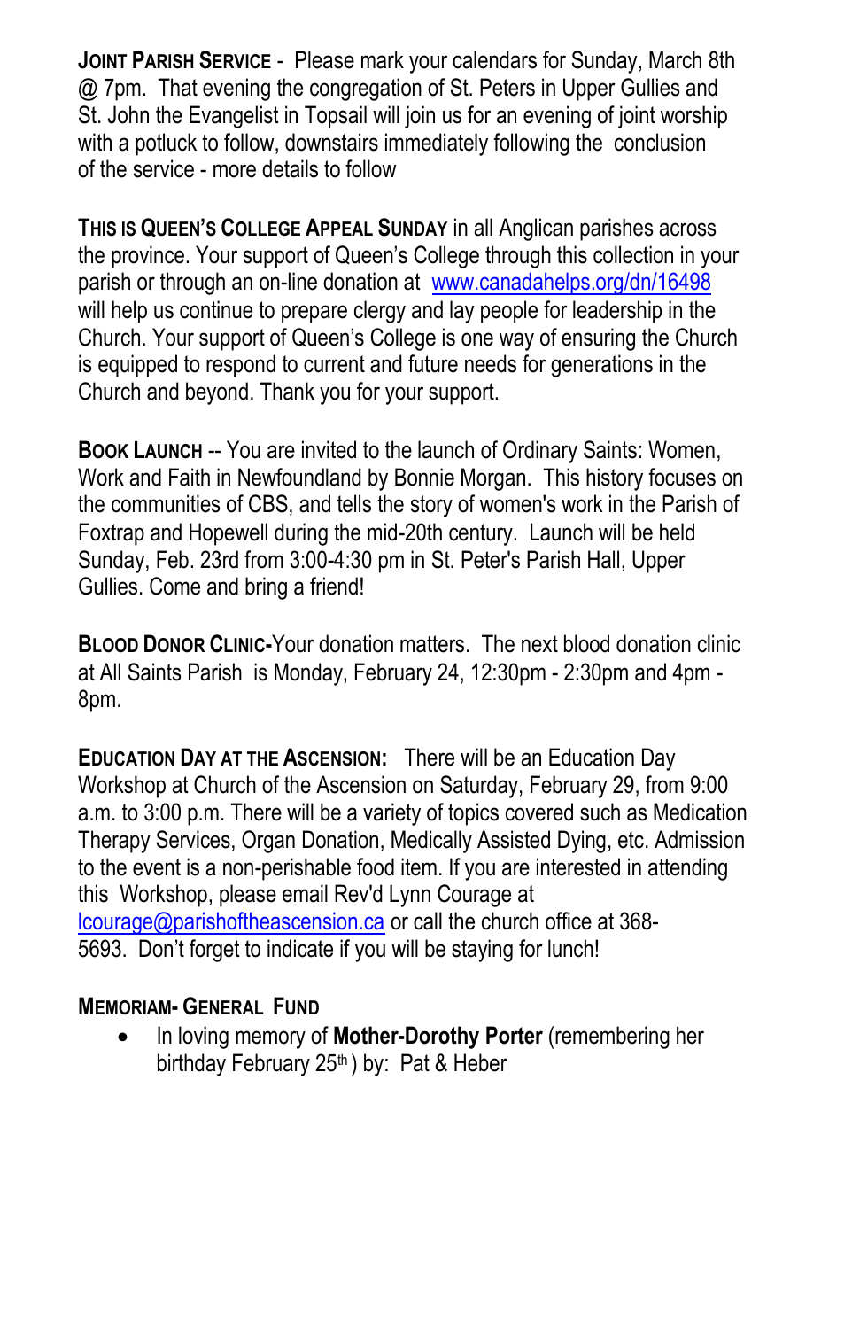**JOINT PARISH SERVICE** - Please mark your calendars for Sunday, March 8th @ 7pm. That evening the congregation of St. Peters in Upper Gullies and St. John the Evangelist in Topsail will join us for an evening of joint worship with a potluck to follow, downstairs immediately following the conclusion of the service - more details to follow

**THIS IS QUEEN'S COLLEGE APPEAL SUNDAY** in all Anglican parishes across the province. Your support of Queen's College through this collection in your parish or through an on-line donation at www.canadahelps.org/dn/16498 will help us continue to prepare clergy and lay people for leadership in the Church. Your support of Queen's College is one way of ensuring the Church is equipped to respond to current and future needs for generations in the Church and beyond. Thank you for your support.

**BOOK LAUNCH** -- You are invited to the launch of Ordinary Saints: Women, Work and Faith in Newfoundland by Bonnie Morgan. This history focuses on the communities of CBS, and tells the story of women's work in the Parish of Foxtrap and Hopewell during the mid-20th century. Launch will be held Sunday, Feb. 23rd from 3:00-4:30 pm in St. Peter's Parish Hall, Upper Gullies. Come and bring a friend!

**BLOOD DONOR CLINIC**-Your donation matters. The next blood donation clinic at All Saints Parish is Monday, February 24, 12:30pm - 2:30pm and 4pm - 8pm.

**EDUCATION DAY AT THE ASCENSION:** There will be an Education Day Workshop at Church of the Ascension on Saturday, February 29, from 9:00 a.m. to 3:00 p.m. There will be a variety of topics covered such as Medication Therapy Services, Organ Donation, Medically Assisted Dying, etc. Admission to the event is a non-perishable food item. If you are interested in attending this Workshop, please email Rev'd Lynn Courage at lcourage@parishoftheascension.ca or call the church office at 368-5693. Don't forget to indicate if you will be staying for lunch!

**MEMORIAM- GENERAL FUND**

- In loving memory of **Mother-Dorothy Porter** (remembering her birthday February 25th ) by: Pat & Heber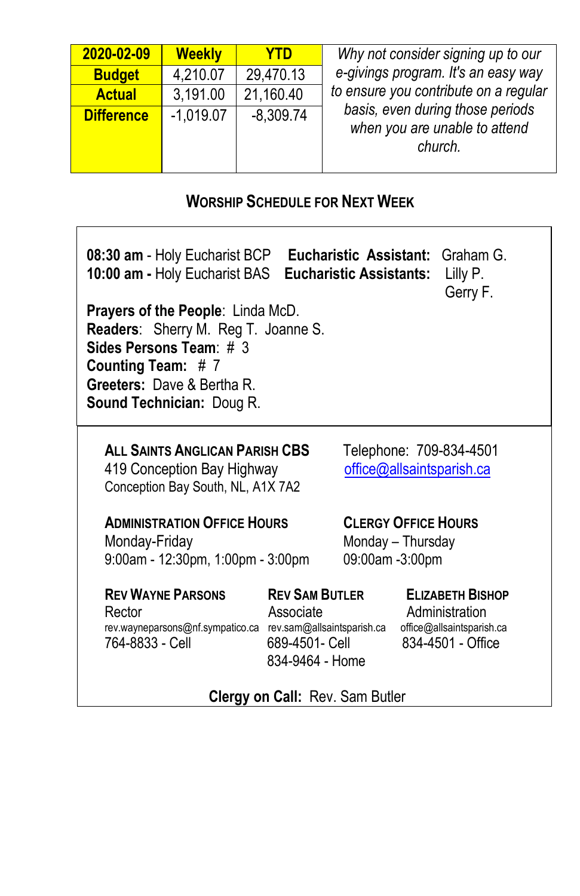| 2020-02-09 | Weekly | YTD |
|---|---|---|
| Budget | 4,210.07 | 29,470.13 |
| Actual | 3,191.00 | 21,160.40 |
| Difference | -1,019.07 | -8,309.74 |

*Why not consider signing up to our e-givings program. It's an easy way to ensure you contribute on a regular basis, even during those periods when you are unable to attend church.*

## Worship Schedule for Next Week

**08:30 am** - Holy Eucharist BCP **Eucharistic Assistant:** Graham G.
**10:00 am -** Holy Eucharist BAS **Eucharistic Assistants:** Lilly P. Gerry F.

**Prayers of the People**: Linda McD.
**Readers**: Sherry M. Reg T. Joanne S.
**Sides Persons Team**: # 3
**Counting Team:** # 7
**Greeters:** Dave & Bertha R.
**Sound Technician:** Doug R.

**All Saints Anglican Parish CBS**
419 Conception Bay Highway
Conception Bay South, NL, A1X 7A2

Telephone: 709-834-4501
office@allsaintsparish.ca

**Administration Office Hours**
Monday-Friday
9:00am - 12:30pm, 1:00pm - 3:00pm

**Clergy Office Hours**
Monday – Thursday
09:00am -3:00pm

**Rev Wayne Parsons**
Rector
rev.wayneparsons@nf.sympatico.ca
764-8833 - Cell

**Rev Sam Butler**
Associate
rev.sam@allsaintsparish.ca
689-4501- Cell
834-9464 - Home

**Elizabeth Bishop**
Administration
office@allsaintsparish.ca
834-4501 - Office

**Clergy on Call:** Rev. Sam Butler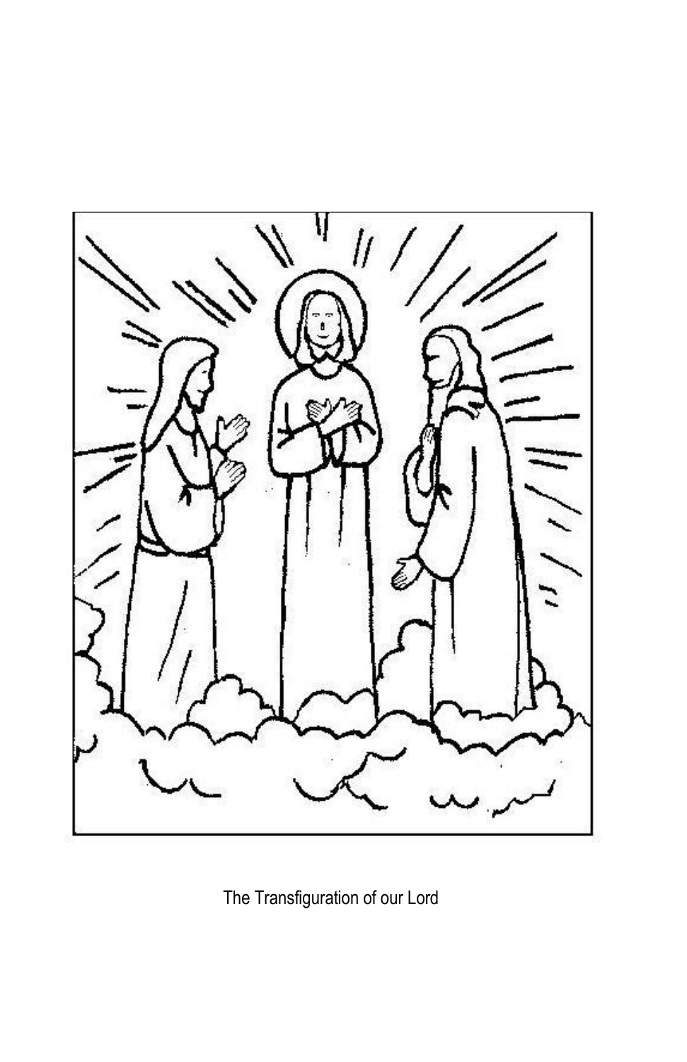The Transfiguration of our Lord